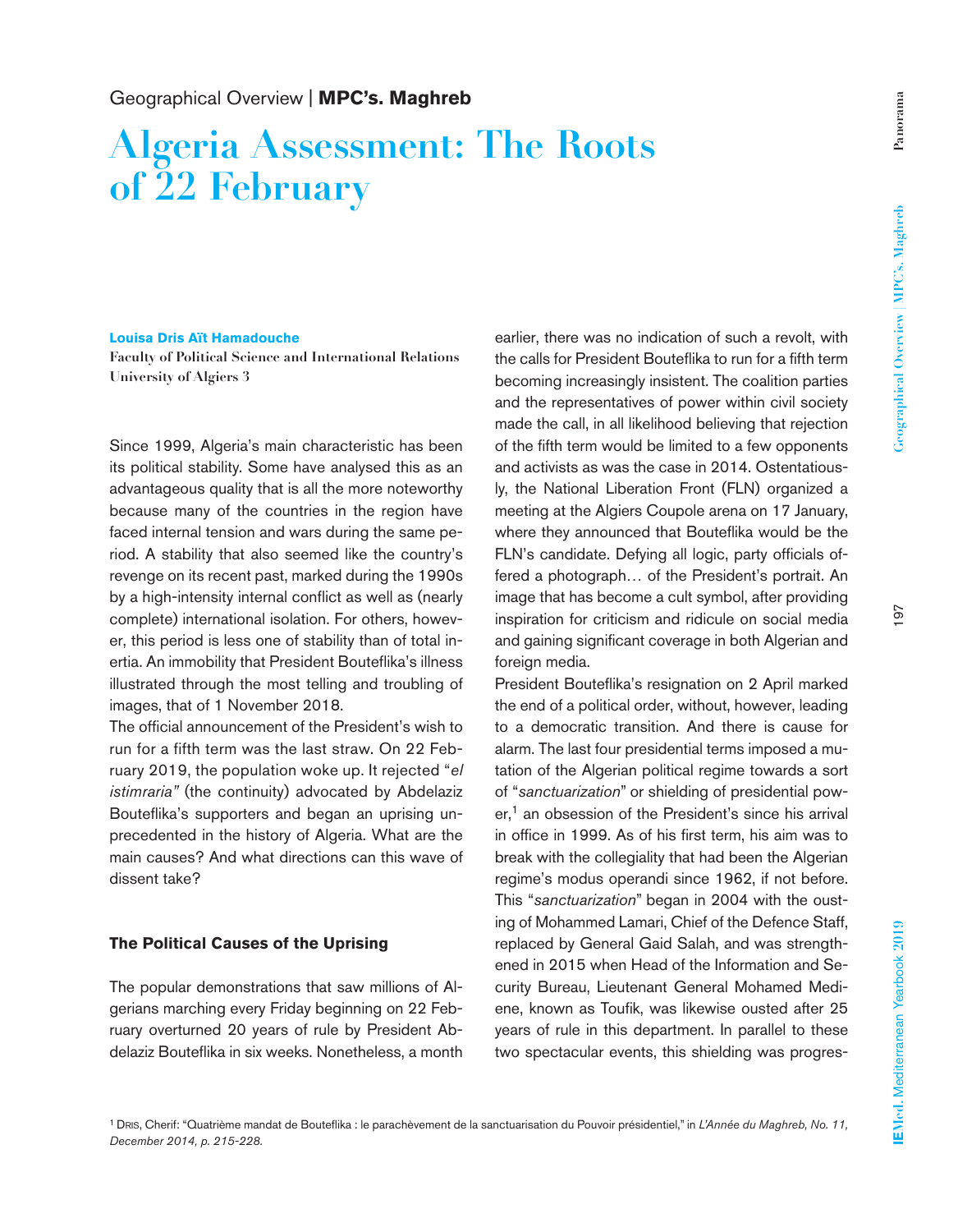Geographical Overview | **MPC's. Maghreb**

# Algeria Assessment: The Roots of 22 February

**Louisa Dris Aït Hamadouche**
Faculty of Political Science and International Relations
University of Algiers 3

Since 1999, Algeria's main characteristic has been its political stability. Some have analysed this as an advantageous quality that is all the more noteworthy because many of the countries in the region have faced internal tension and wars during the same period. A stability that also seemed like the country's revenge on its recent past, marked during the 1990s by a high-intensity internal conflict as well as (nearly complete) international isolation. For others, however, this period is less one of stability than of total inertia. An immobility that President Bouteflika's illness illustrated through the most telling and troubling of images, that of 1 November 2018.

The official announcement of the President's wish to run for a fifth term was the last straw. On 22 February 2019, the population woke up. It rejected "*el istimraria*" (the continuity) advocated by Abdelaziz Bouteflika's supporters and began an uprising unprecedented in the history of Algeria. What are the main causes? And what directions can this wave of dissent take?

## The Political Causes of the Uprising

The popular demonstrations that saw millions of Algerians marching every Friday beginning on 22 February overturned 20 years of rule by President Abdelaziz Bouteflika in six weeks. Nonetheless, a month earlier, there was no indication of such a revolt, with the calls for President Bouteflika to run for a fifth term becoming increasingly insistent. The coalition parties and the representatives of power within civil society made the call, in all likelihood believing that rejection of the fifth term would be limited to a few opponents and activists as was the case in 2014. Ostentatiously, the National Liberation Front (FLN) organized a meeting at the Algiers Coupole arena on 17 January, where they announced that Bouteflika would be the FLN's candidate. Defying all logic, party officials offered a photograph… of the President's portrait. An image that has become a cult symbol, after providing inspiration for criticism and ridicule on social media and gaining significant coverage in both Algerian and foreign media.

President Bouteflika's resignation on 2 April marked the end of a political order, without, however, leading to a democratic transition. And there is cause for alarm. The last four presidential terms imposed a mutation of the Algerian political regime towards a sort of "*sanctuarization*" or shielding of presidential power,[1] an obsession of the President's since his arrival in office in 1999. As of his first term, his aim was to break with the collegiality that had been the Algerian regime's modus operandi since 1962, if not before. This "*sanctuarization*" began in 2004 with the ousting of Mohammed Lamari, Chief of the Defence Staff, replaced by General Gaid Salah, and was strengthened in 2015 when Head of the Information and Security Bureau, Lieutenant General Mohamed Mediene, known as Toufik, was likewise ousted after 25 years of rule in this department. In parallel to these two spectacular events, this shielding was progres-

[1] Dris, Cherif: "Quatrième mandat de Bouteflika : le parachèvement de la sanctuarisation du Pouvoir présidentiel," in *L'Année du Maghreb, No. 11, December 2014, p. 215-228.*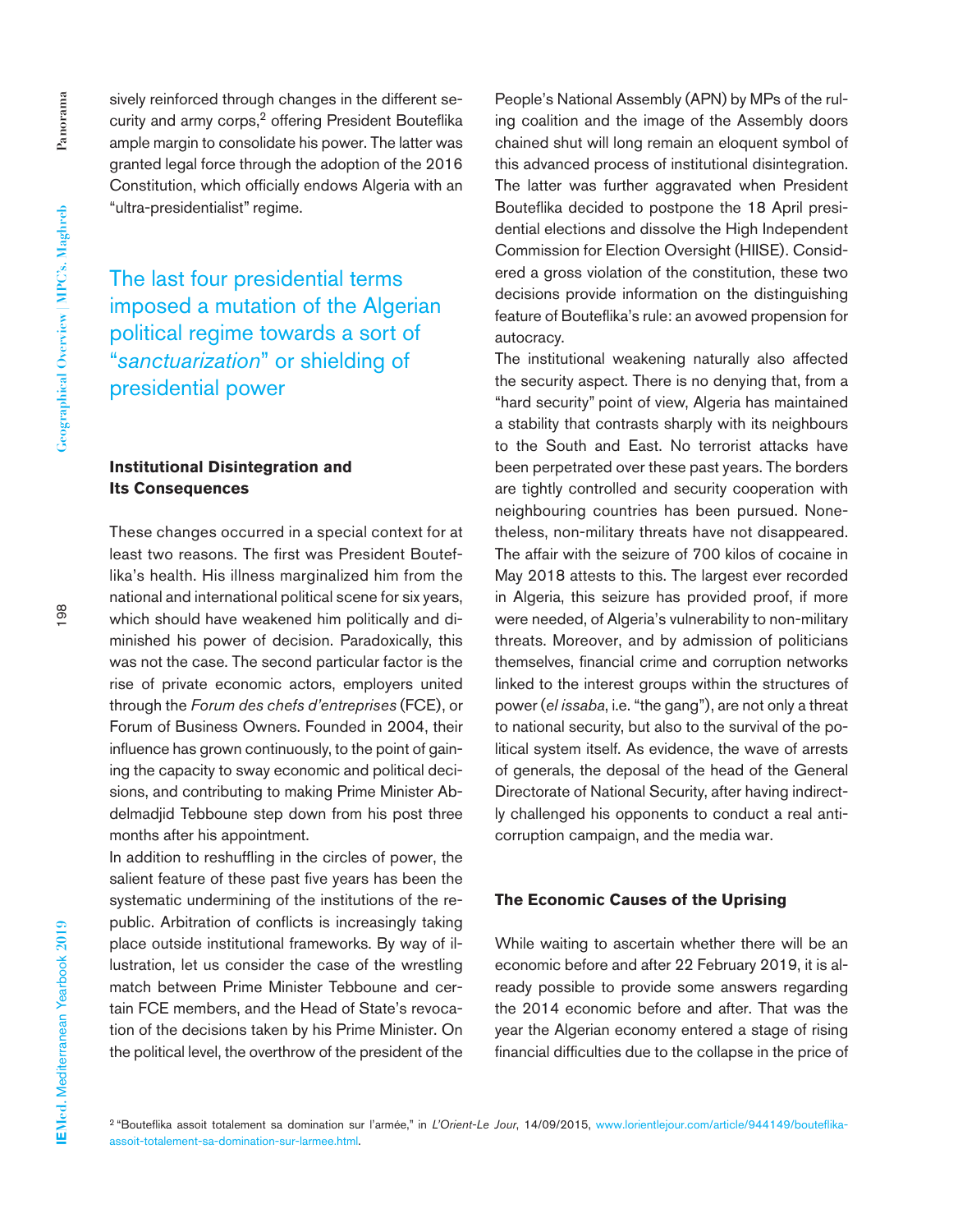sively reinforced through changes in the different security and army corps,[2] offering President Bouteflika ample margin to consolidate his power. The latter was granted legal force through the adoption of the 2016 Constitution, which officially endows Algeria with an "ultra-presidentialist" regime.

> The last four presidential terms imposed a mutation of the Algerian political regime towards a sort of "*sanctuarization*" or shielding of presidential power

## Institutional Disintegration and Its Consequences

These changes occurred in a special context for at least two reasons. The first was President Bouteflika's health. His illness marginalized him from the national and international political scene for six years, which should have weakened him politically and diminished his power of decision. Paradoxically, this was not the case. The second particular factor is the rise of private economic actors, employers united through the *Forum des chefs d'entreprises* (FCE), or Forum of Business Owners. Founded in 2004, their influence has grown continuously, to the point of gaining the capacity to sway economic and political decisions, and contributing to making Prime Minister Abdelmadjid Tebboune step down from his post three months after his appointment.

In addition to reshuffling in the circles of power, the salient feature of these past five years has been the systematic undermining of the institutions of the republic. Arbitration of conflicts is increasingly taking place outside institutional frameworks. By way of illustration, let us consider the case of the wrestling match between Prime Minister Tebboune and certain FCE members, and the Head of State's revocation of the decisions taken by his Prime Minister. On the political level, the overthrow of the president of the People's National Assembly (APN) by MPs of the ruling coalition and the image of the Assembly doors chained shut will long remain an eloquent symbol of this advanced process of institutional disintegration. The latter was further aggravated when President Bouteflika decided to postpone the 18 April presidential elections and dissolve the High Independent Commission for Election Oversight (HIISE). Considered a gross violation of the constitution, these two decisions provide information on the distinguishing feature of Bouteflika's rule: an avowed propension for autocracy.

The institutional weakening naturally also affected the security aspect. There is no denying that, from a "hard security" point of view, Algeria has maintained a stability that contrasts sharply with its neighbours to the South and East. No terrorist attacks have been perpetrated over these past years. The borders are tightly controlled and security cooperation with neighbouring countries has been pursued. Nonetheless, non-military threats have not disappeared. The affair with the seizure of 700 kilos of cocaine in May 2018 attests to this. The largest ever recorded in Algeria, this seizure has provided proof, if more were needed, of Algeria's vulnerability to non-military threats. Moreover, and by admission of politicians themselves, financial crime and corruption networks linked to the interest groups within the structures of power (*el issaba*, i.e. "the gang"), are not only a threat to national security, but also to the survival of the political system itself. As evidence, the wave of arrests of generals, the deposal of the head of the General Directorate of National Security, after having indirectly challenged his opponents to conduct a real anti-corruption campaign, and the media war.

## The Economic Causes of the Uprising

While waiting to ascertain whether there will be an economic before and after 22 February 2019, it is already possible to provide some answers regarding the 2014 economic before and after. That was the year the Algerian economy entered a stage of rising financial difficulties due to the collapse in the price of

[2] "Bouteflika assoit totalement sa domination sur l'armée," in *L'Orient-Le Jour*, 14/09/2015, www.lorientlejour.com/article/944149/bouteflika-assoit-totalement-sa-domination-sur-larmee.html.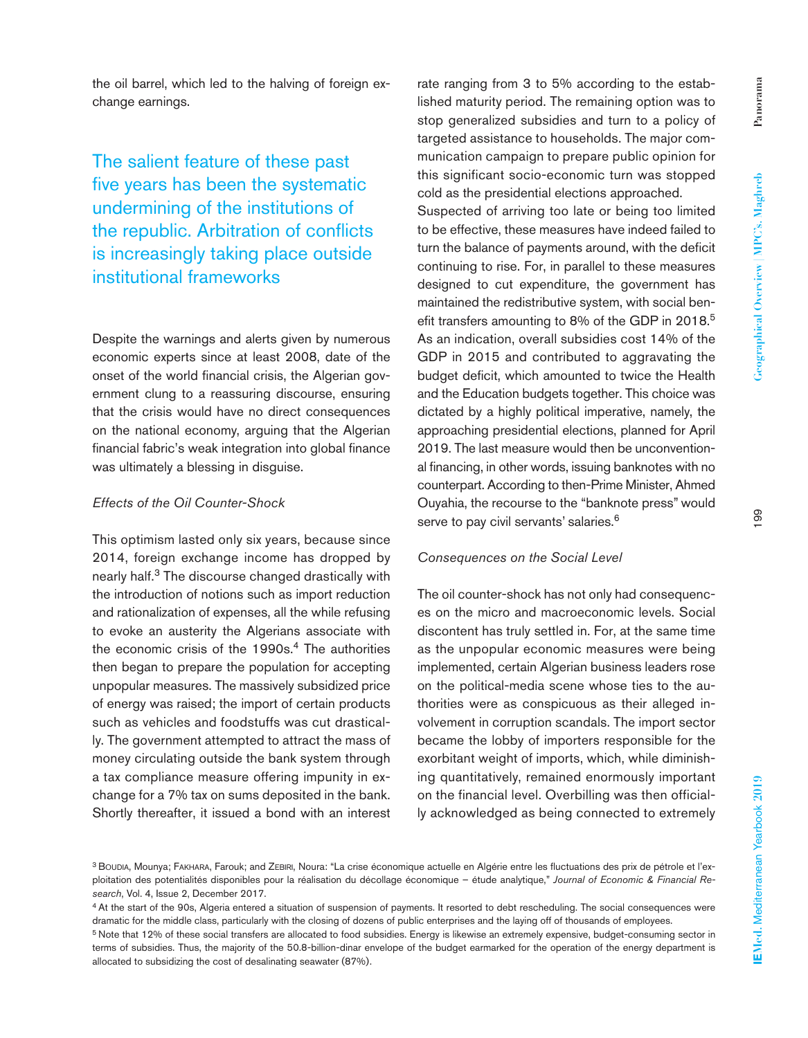the oil barrel, which led to the halving of foreign exchange earnings.

> The salient feature of these past five years has been the systematic undermining of the institutions of the republic. Arbitration of conflicts is increasingly taking place outside institutional frameworks

Despite the warnings and alerts given by numerous economic experts since at least 2008, date of the onset of the world financial crisis, the Algerian government clung to a reassuring discourse, ensuring that the crisis would have no direct consequences on the national economy, arguing that the Algerian financial fabric's weak integration into global finance was ultimately a blessing in disguise.

*Effects of the Oil Counter-Shock*

This optimism lasted only six years, because since 2014, foreign exchange income has dropped by nearly half.[3] The discourse changed drastically with the introduction of notions such as import reduction and rationalization of expenses, all the while refusing to evoke an austerity the Algerians associate with the economic crisis of the 1990s.[4] The authorities then began to prepare the population for accepting unpopular measures. The massively subsidized price of energy was raised; the import of certain products such as vehicles and foodstuffs was cut drastically. The government attempted to attract the mass of money circulating outside the bank system through a tax compliance measure offering impunity in exchange for a 7% tax on sums deposited in the bank. Shortly thereafter, it issued a bond with an interest rate ranging from 3 to 5% according to the established maturity period. The remaining option was to stop generalized subsidies and turn to a policy of targeted assistance to households. The major communication campaign to prepare public opinion for this significant socio-economic turn was stopped cold as the presidential elections approached.

Suspected of arriving too late or being too limited to be effective, these measures have indeed failed to turn the balance of payments around, with the deficit continuing to rise. For, in parallel to these measures designed to cut expenditure, the government has maintained the redistributive system, with social benefit transfers amounting to 8% of the GDP in 2018.[5] As an indication, overall subsidies cost 14% of the GDP in 2015 and contributed to aggravating the budget deficit, which amounted to twice the Health and the Education budgets together. This choice was dictated by a highly political imperative, namely, the approaching presidential elections, planned for April 2019. The last measure would then be unconventional financing, in other words, issuing banknotes with no counterpart. According to then-Prime Minister, Ahmed Ouyahia, the recourse to the "banknote press" would serve to pay civil servants' salaries.[6]

*Consequences on the Social Level*

The oil counter-shock has not only had consequences on the micro and macroeconomic levels. Social discontent has truly settled in. For, at the same time as the unpopular economic measures were being implemented, certain Algerian business leaders rose on the political-media scene whose ties to the authorities were as conspicuous as their alleged involvement in corruption scandals. The import sector became the lobby of importers responsible for the exorbitant weight of imports, which, while diminishing quantitatively, remained enormously important on the financial level. Overbilling was then officially acknowledged as being connected to extremely

---

[3] Boudia, Mounya; Fakhara, Farouk; and Zebiri, Noura: "La crise économique actuelle en Algérie entre les fluctuations des prix de pétrole et l'exploitation des potentialités disponibles pour la réalisation du décollage économique – étude analytique," *Journal of Economic & Financial Research*, Vol. 4, Issue 2, December 2017.

[4] At the start of the 90s, Algeria entered a situation of suspension of payments. It resorted to debt rescheduling. The social consequences were dramatic for the middle class, particularly with the closing of dozens of public enterprises and the laying off of thousands of employees.

[5] Note that 12% of these social transfers are allocated to food subsidies. Energy is likewise an extremely expensive, budget-consuming sector in terms of subsidies. Thus, the majority of the 50.8-billion-dinar envelope of the budget earmarked for the operation of the energy department is allocated to subsidizing the cost of desalinating seawater (87%).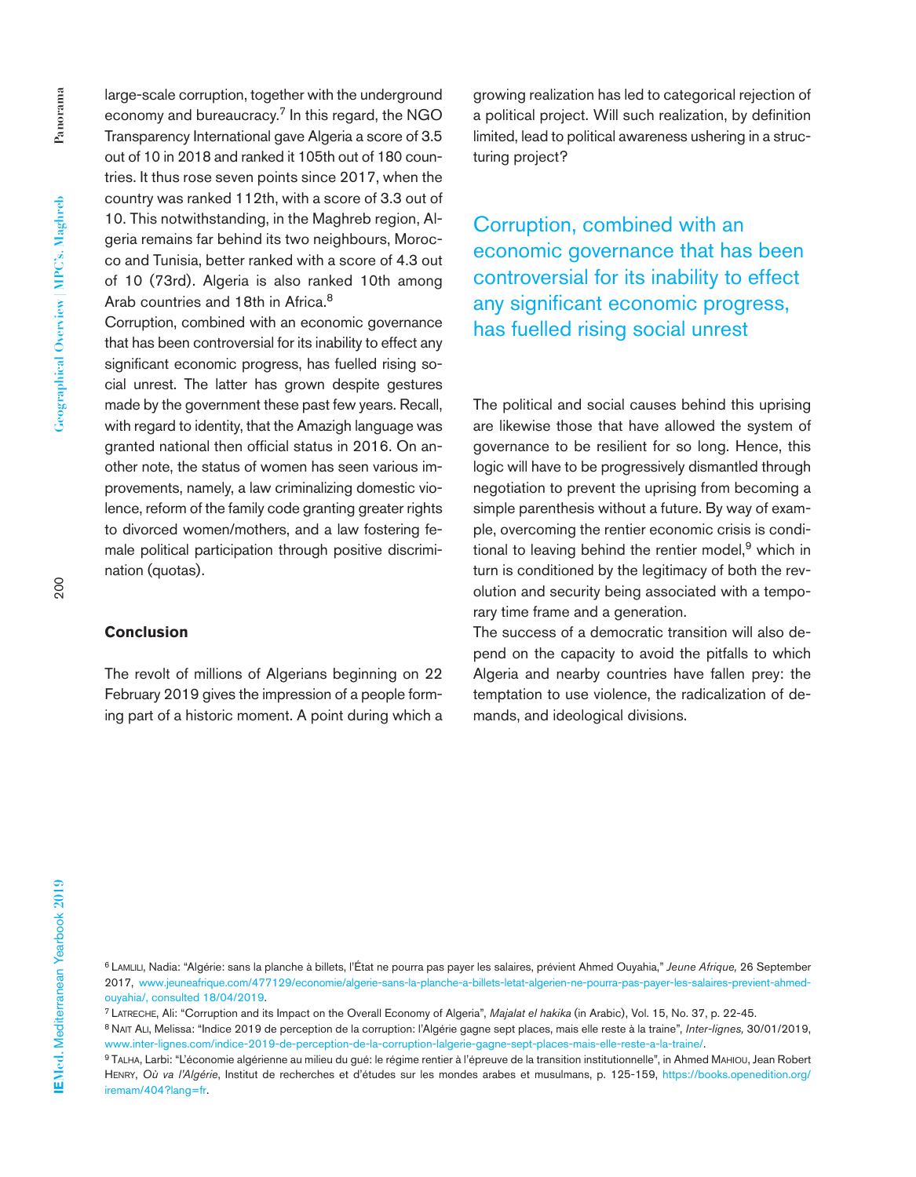large-scale corruption, together with the underground economy and bureaucracy.[7] In this regard, the NGO Transparency International gave Algeria a score of 3.5 out of 10 in 2018 and ranked it 105th out of 180 countries. It thus rose seven points since 2017, when the country was ranked 112th, with a score of 3.3 out of 10. This notwithstanding, in the Maghreb region, Algeria remains far behind its two neighbours, Morocco and Tunisia, better ranked with a score of 4.3 out of 10 (73rd). Algeria is also ranked 10th among Arab countries and 18th in Africa.[8]

Corruption, combined with an economic governance that has been controversial for its inability to effect any significant economic progress, has fuelled rising social unrest. The latter has grown despite gestures made by the government these past few years. Recall, with regard to identity, that the Amazigh language was granted national then official status in 2016. On another note, the status of women has seen various improvements, namely, a law criminalizing domestic violence, reform of the family code granting greater rights to divorced women/mothers, and a law fostering female political participation through positive discrimination (quotas).

## Conclusion

The revolt of millions of Algerians beginning on 22 February 2019 gives the impression of a people forming part of a historic moment. A point during which a growing realization has led to categorical rejection of a political project. Will such realization, by definition limited, lead to political awareness ushering in a structuring project?

> Corruption, combined with an economic governance that has been controversial for its inability to effect any significant economic progress, has fuelled rising social unrest

The political and social causes behind this uprising are likewise those that have allowed the system of governance to be resilient for so long. Hence, this logic will have to be progressively dismantled through negotiation to prevent the uprising from becoming a simple parenthesis without a future. By way of example, overcoming the rentier economic crisis is conditional to leaving behind the rentier model,[9] which in turn is conditioned by the legitimacy of both the revolution and security being associated with a temporary time frame and a generation.

The success of a democratic transition will also depend on the capacity to avoid the pitfalls to which Algeria and nearby countries have fallen prey: the temptation to use violence, the radicalization of demands, and ideological divisions.

---

[6] Lamlili, Nadia: "Algérie: sans la planche à billets, l'État ne pourra pas payer les salaires, prévient Ahmed Ouyahia," *Jeune Afrique,* 26 September 2017, www.jeuneafrique.com/477129/economie/algerie-sans-la-planche-a-billets-letat-algerien-ne-pourra-pas-payer-les-salaires-previent-ahmed-ouyahia/, consulted 18/04/2019.

[7] Latreche, Ali: "Corruption and its Impact on the Overall Economy of Algeria", *Majalat el hakika* (in Arabic), Vol. 15, No. 37, p. 22-45.

[8] Nait Ali, Melissa: "Indice 2019 de perception de la corruption: l'Algérie gagne sept places, mais elle reste à la traine", *Inter-lignes,* 30/01/2019, www.inter-lignes.com/indice-2019-de-perception-de-la-corruption-lalgerie-gagne-sept-places-mais-elle-reste-a-la-traine/.

[9] Talha, Larbi: "L'économie algérienne au milieu du gué: le régime rentier à l'épreuve de la transition institutionnelle", in Ahmed Mahiou, Jean Robert Henry, *Où va l'Algérie*, Institut de recherches et d'études sur les mondes arabes et musulmans, p. 125-159, https://books.openedition.org/iremam/404?lang=fr.